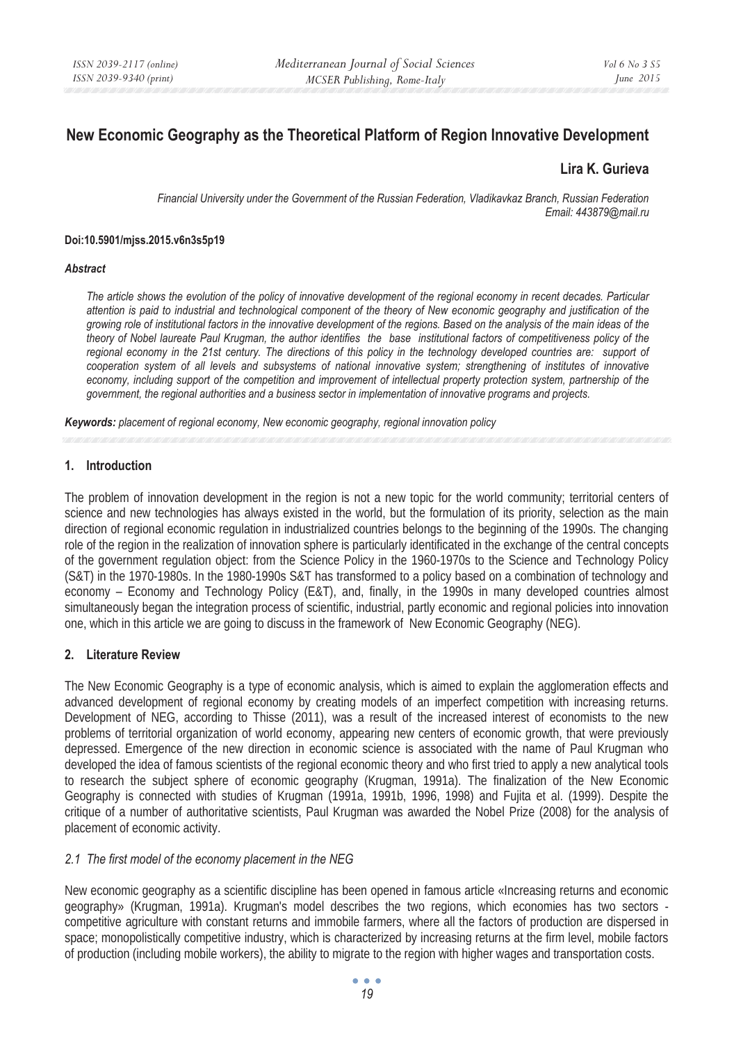# New Economic Geography as the Theoretical Platform of Region Innovative Development

**Lira K. Gurieva**

*Financial University under the Government of the Russian Federation, Vladikavkaz Branch, Russian Federation*
*Email: 443879@mail.ru*

**Doi:10.5901/mjss.2015.v6n3s5p19**

***Abstract***

*The article shows the evolution of the policy of innovative development of the regional economy in recent decades. Particular attention is paid to industrial and technological component of the theory of New economic geography and justification of the growing role of institutional factors in the innovative development of the regions. Based on the analysis of the main ideas of the theory of Nobel laureate Paul Krugman, the author identifies the base institutional factors of competitiveness policy of the regional economy in the 21st century. The directions of this policy in the technology developed countries are: support of cooperation system of all levels and subsystems of national innovative system; strengthening of institutes of innovative economy, including support of the competition and improvement of intellectual property protection system, partnership of the government, the regional authorities and a business sector in implementation of innovative programs and projects.*

***Keywords:*** *placement of regional economy, New economic geography, regional innovation policy*

## 1. Introduction

The problem of innovation development in the region is not a new topic for the world community; territorial centers of science and new technologies has always existed in the world, but the formulation of its priority, selection as the main direction of regional economic regulation in industrialized countries belongs to the beginning of the 1990s. The changing role of the region in the realization of innovation sphere is particularly identificated in the exchange of the central concepts of the government regulation object: from the Science Policy in the 1960-1970s to the Science and Technology Policy (S&T) in the 1970-1980s. In the 1980-1990s S&T has transformed to a policy based on a combination of technology and economy – Economy and Technology Policy (E&T), and, finally, in the 1990s in many developed countries almost simultaneously began the integration process of scientific, industrial, partly economic and regional policies into innovation one, which in this article we are going to discuss in the framework of New Economic Geography (NEG).

## 2. Literature Review

The New Economic Geography is a type of economic analysis, which is aimed to explain the agglomeration effects and advanced development of regional economy by creating models of an imperfect competition with increasing returns. Development of NEG, according to Thisse (2011), was a result of the increased interest of economists to the new problems of territorial organization of world economy, appearing new centers of economic growth, that were previously depressed. Emergence of the new direction in economic science is associated with the name of Paul Krugman who developed the idea of famous scientists of the regional economic theory and who first tried to apply a new analytical tools to research the subject sphere of economic geography (Krugman, 1991a). The finalization of the New Economic Geography is connected with studies of Krugman (1991a, 1991b, 1996, 1998) and Fujita et al. (1999). Despite the critique of a number of authoritative scientists, Paul Krugman was awarded the Nobel Prize (2008) for the analysis of placement of economic activity.

### *2.1 The first model of the economy placement in the NEG*

New economic geography as a scientific discipline has been opened in famous article «Increasing returns and economic geography» (Krugman, 1991a). Krugman's model describes the two regions, which economies has two sectors - competitive agriculture with constant returns and immobile farmers, where all the factors of production are dispersed in space; monopolistically competitive industry, which is characterized by increasing returns at the firm level, mobile factors of production (including mobile workers), the ability to migrate to the region with higher wages and transportation costs.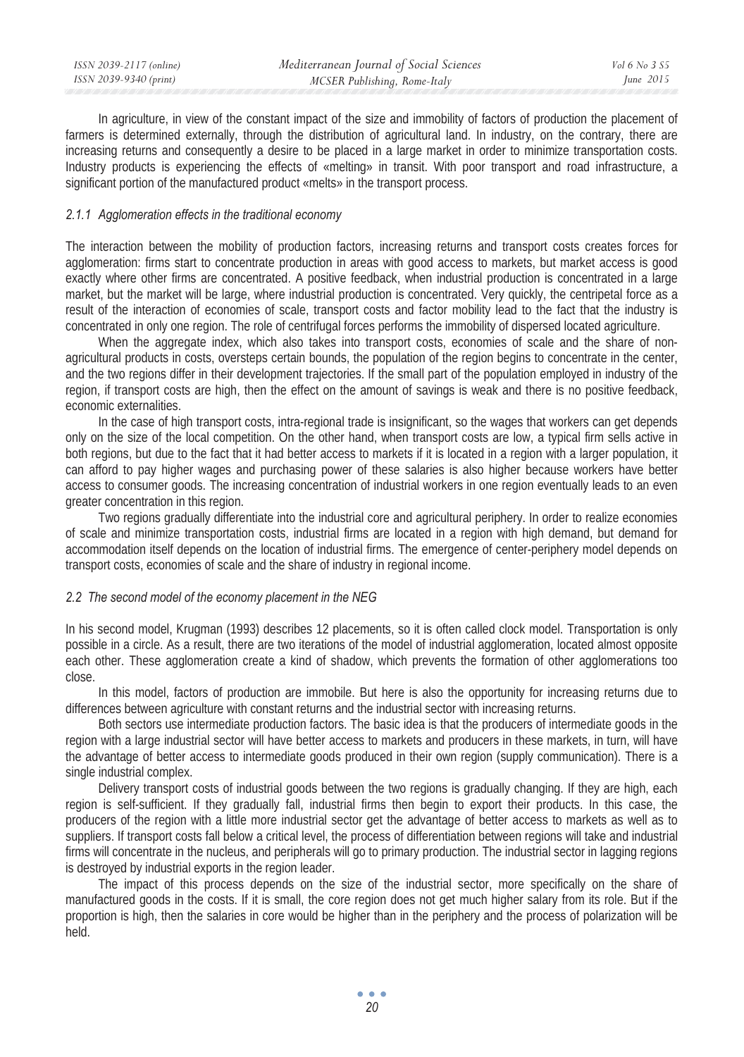In agriculture, in view of the constant impact of the size and immobility of factors of production the placement of farmers is determined externally, through the distribution of agricultural land. In industry, on the contrary, there are increasing returns and consequently a desire to be placed in a large market in order to minimize transportation costs. Industry products is experiencing the effects of «melting» in transit. With poor transport and road infrastructure, a significant portion of the manufactured product «melts» in the transport process.

### *2.1.1 Agglomeration effects in the traditional economy*

The interaction between the mobility of production factors, increasing returns and transport costs creates forces for agglomeration: firms start to concentrate production in areas with good access to markets, but market access is good exactly where other firms are concentrated. A positive feedback, when industrial production is concentrated in a large market, but the market will be large, where industrial production is concentrated. Very quickly, the centripetal force as a result of the interaction of economies of scale, transport costs and factor mobility lead to the fact that the industry is concentrated in only one region. The role of centrifugal forces performs the immobility of dispersed located agriculture.

When the aggregate index, which also takes into transport costs, economies of scale and the share of non-agricultural products in costs, oversteps certain bounds, the population of the region begins to concentrate in the center, and the two regions differ in their development trajectories. If the small part of the population employed in industry of the region, if transport costs are high, then the effect on the amount of savings is weak and there is no positive feedback, economic externalities.

In the case of high transport costs, intra-regional trade is insignificant, so the wages that workers can get depends only on the size of the local competition. On the other hand, when transport costs are low, a typical firm sells active in both regions, but due to the fact that it had better access to markets if it is located in a region with a larger population, it can afford to pay higher wages and purchasing power of these salaries is also higher because workers have better access to consumer goods. The increasing concentration of industrial workers in one region eventually leads to an even greater concentration in this region.

Two regions gradually differentiate into the industrial core and agricultural periphery. In order to realize economies of scale and minimize transportation costs, industrial firms are located in a region with high demand, but demand for accommodation itself depends on the location of industrial firms. The emergence of center-periphery model depends on transport costs, economies of scale and the share of industry in regional income.

## *2.2 The second model of the economy placement in the NEG*

In his second model, Krugman (1993) describes 12 placements, so it is often called clock model. Transportation is only possible in a circle. As a result, there are two iterations of the model of industrial agglomeration, located almost opposite each other. These agglomeration create a kind of shadow, which prevents the formation of other agglomerations too close.

In this model, factors of production are immobile. But here is also the opportunity for increasing returns due to differences between agriculture with constant returns and the industrial sector with increasing returns.

Both sectors use intermediate production factors. The basic idea is that the producers of intermediate goods in the region with a large industrial sector will have better access to markets and producers in these markets, in turn, will have the advantage of better access to intermediate goods produced in their own region (supply communication). There is a single industrial complex.

Delivery transport costs of industrial goods between the two regions is gradually changing. If they are high, each region is self-sufficient. If they gradually fall, industrial firms then begin to export their products. In this case, the producers of the region with a little more industrial sector get the advantage of better access to markets as well as to suppliers. If transport costs fall below a critical level, the process of differentiation between regions will take and industrial firms will concentrate in the nucleus, and peripherals will go to primary production. The industrial sector in lagging regions is destroyed by industrial exports in the region leader.

The impact of this process depends on the size of the industrial sector, more specifically on the share of manufactured goods in the costs. If it is small, the core region does not get much higher salary from its role. But if the proportion is high, then the salaries in core would be higher than in the periphery and the process of polarization will be held.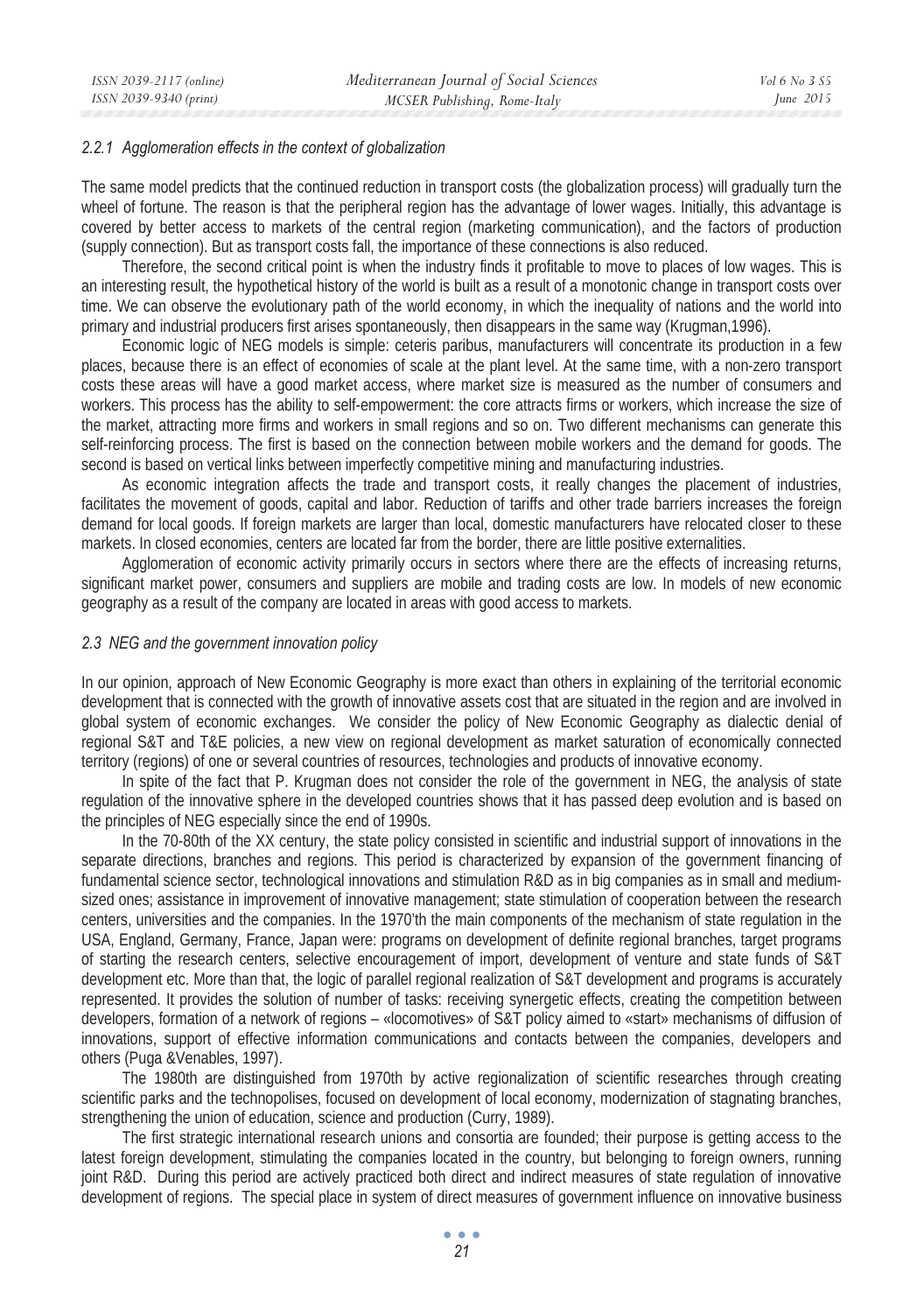### 2.2.1 Agglomeration effects in the context of globalization

The same model predicts that the continued reduction in transport costs (the globalization process) will gradually turn the wheel of fortune. The reason is that the peripheral region has the advantage of lower wages. Initially, this advantage is covered by better access to markets of the central region (marketing communication), and the factors of production (supply connection). But as transport costs fall, the importance of these connections is also reduced.

Therefore, the second critical point is when the industry finds it profitable to move to places of low wages. This is an interesting result, the hypothetical history of the world is built as a result of a monotonic change in transport costs over time. We can observe the evolutionary path of the world economy, in which the inequality of nations and the world into primary and industrial producers first arises spontaneously, then disappears in the same way (Krugman,1996).

Economic logic of NEG models is simple: ceteris paribus, manufacturers will concentrate its production in a few places, because there is an effect of economies of scale at the plant level. At the same time, with a non-zero transport costs these areas will have a good market access, where market size is measured as the number of consumers and workers. This process has the ability to self-empowerment: the core attracts firms or workers, which increase the size of the market, attracting more firms and workers in small regions and so on. Two different mechanisms can generate this self-reinforcing process. The first is based on the connection between mobile workers and the demand for goods. The second is based on vertical links between imperfectly competitive mining and manufacturing industries.

As economic integration affects the trade and transport costs, it really changes the placement of industries, facilitates the movement of goods, capital and labor. Reduction of tariffs and other trade barriers increases the foreign demand for local goods. If foreign markets are larger than local, domestic manufacturers have relocated closer to these markets. In closed economies, centers are located far from the border, there are little positive externalities.

Agglomeration of economic activity primarily occurs in sectors where there are the effects of increasing returns, significant market power, consumers and suppliers are mobile and trading costs are low. In models of new economic geography as a result of the company are located in areas with good access to markets.

## 2.3 NEG and the government innovation policy

In our opinion, approach of New Economic Geography is more exact than others in explaining of the territorial economic development that is connected with the growth of innovative assets cost that are situated in the region and are involved in global system of economic exchanges. We consider the policy of New Economic Geography as dialectic denial of regional S&T and T&E policies, a new view on regional development as market saturation of economically connected territory (regions) of one or several countries of resources, technologies and products of innovative economy.

In spite of the fact that P. Krugman does not consider the role of the government in NEG, the analysis of state regulation of the innovative sphere in the developed countries shows that it has passed deep evolution and is based on the principles of NEG especially since the end of 1990s.

In the 70-80th of the XX century, the state policy consisted in scientific and industrial support of innovations in the separate directions, branches and regions. This period is characterized by expansion of the government financing of fundamental science sector, technological innovations and stimulation R&D as in big companies as in small and medium-sized ones; assistance in improvement of innovative management; state stimulation of cooperation between the research centers, universities and the companies. In the 1970'th the main components of the mechanism of state regulation in the USA, England, Germany, France, Japan were: programs on development of definite regional branches, target programs of starting the research centers, selective encouragement of import, development of venture and state funds of S&T development etc. More than that, the logic of parallel regional realization of S&T development and programs is accurately represented. It provides the solution of number of tasks: receiving synergetic effects, creating the competition between developers, formation of a network of regions – «locomotives» of S&T policy aimed to «start» mechanisms of diffusion of innovations, support of effective information communications and contacts between the companies, developers and others (Puga &Venables, 1997).

The 1980th are distinguished from 1970th by active regionalization of scientific researches through creating scientific parks and the technopolises, focused on development of local economy, modernization of stagnating branches, strengthening the union of education, science and production (Curry, 1989).

The first strategic international research unions and consortia are founded; their purpose is getting access to the latest foreign development, stimulating the companies located in the country, but belonging to foreign owners, running joint R&D. During this period are actively practiced both direct and indirect measures of state regulation of innovative development of regions. The special place in system of direct measures of government influence on innovative business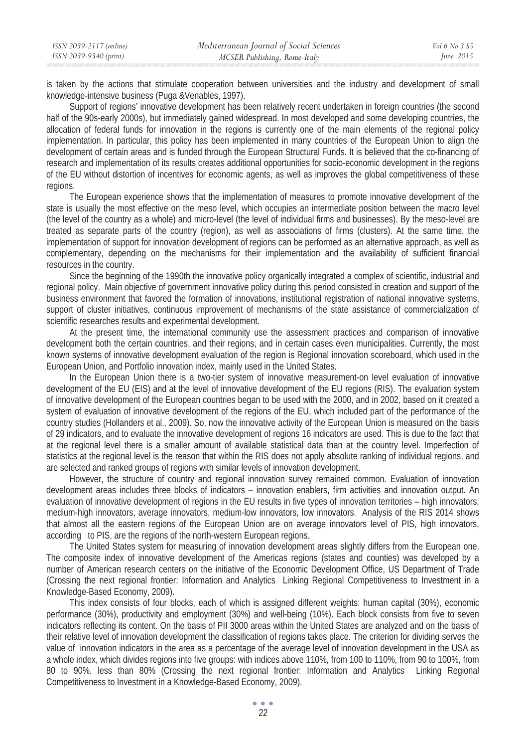is taken by the actions that stimulate cooperation between universities and the industry and development of small knowledge-intensive business (Puga &Venables, 1997).

Support of regions' innovative development has been relatively recent undertaken in foreign countries (the second half of the 90s-early 2000s), but immediately gained widespread. In most developed and some developing countries, the allocation of federal funds for innovation in the regions is currently one of the main elements of the regional policy implementation. In particular, this policy has been implemented in many countries of the European Union to align the development of certain areas and is funded through the European Structural Funds. It is believed that the co-financing of research and implementation of its results creates additional opportunities for socio-economic development in the regions of the EU without distortion of incentives for economic agents, as well as improves the global competitiveness of these regions.

The European experience shows that the implementation of measures to promote innovative development of the state is usually the most effective on the meso level, which occupies an intermediate position between the macro level (the level of the country as a whole) and micro-level (the level of individual firms and businesses). By the meso-level are treated as separate parts of the country (region), as well as associations of firms (clusters). At the same time, the implementation of support for innovation development of regions can be performed as an alternative approach, as well as complementary, depending on the mechanisms for their implementation and the availability of sufficient financial resources in the country.

Since the beginning of the 1990th the innovative policy organically integrated a complex of scientific, industrial and regional policy. Main objective of government innovative policy during this period consisted in creation and support of the business environment that favored the formation of innovations, institutional registration of national innovative systems, support of cluster initiatives, continuous improvement of mechanisms of the state assistance of commercialization of scientific researches results and experimental development.

At the present time, the international community use the assessment practices and comparison of innovative development both the certain countries, and their regions, and in certain cases even municipalities. Currently, the most known systems of innovative development evaluation of the region is Regional innovation scoreboard, which used in the European Union, and Portfolio innovation index, mainly used in the United States.

In the European Union there is a two-tier system of innovative measurement-on level evaluation of innovative development of the EU (EIS) and at the level of innovative development of the EU regions (RIS). The evaluation system of innovative development of the European countries began to be used with the 2000, and in 2002, based on it created a system of evaluation of innovative development of the regions of the EU, which included part of the performance of the country studies (Hollanders et al., 2009). So, now the innovative activity of the European Union is measured on the basis of 29 indicators, and to evaluate the innovative development of regions 16 indicators are used. This is due to the fact that at the regional level there is a smaller amount of available statistical data than at the country level. Imperfection of statistics at the regional level is the reason that within the RIS does not apply absolute ranking of individual regions, and are selected and ranked groups of regions with similar levels of innovation development.

However, the structure of country and regional innovation survey remained common. Evaluation of innovation development areas includes three blocks of indicators – innovation enablers, firm activities and innovation output. An evaluation of innovative development of regions in the EU results in five types of innovation territories – high innovators, medium-high innovators, average innovators, medium-low innovators, low innovators. Analysis of the RIS 2014 shows that almost all the eastern regions of the European Union are on average innovators level of PIS, high innovators, according to PIS, are the regions of the north-western European regions.

The United States system for measuring of innovation development areas slightly differs from the European one. The composite index of innovative development of the Americas regions (states and counties) was developed by a number of American research centers on the initiative of the Economic Development Office, US Department of Trade (Crossing the next regional frontier: Information and Analytics Linking Regional Competitiveness to Investment in a Knowledge-Based Economy, 2009).

This index consists of four blocks, each of which is assigned different weights: human capital (30%), economic performance (30%), productivity and employment (30%) and well-being (10%). Each block consists from five to seven indicators reflecting its content. On the basis of PII 3000 areas within the United States are analyzed and on the basis of their relative level of innovation development the classification of regions takes place. The criterion for dividing serves the value of innovation indicators in the area as a percentage of the average level of innovation development in the USA as a whole index, which divides regions into five groups: with indices above 110%, from 100 to 110%, from 90 to 100%, from 80 to 90%, less than 80% (Crossing the next regional frontier: Information and Analytics Linking Regional Competitiveness to Investment in a Knowledge-Based Economy, 2009).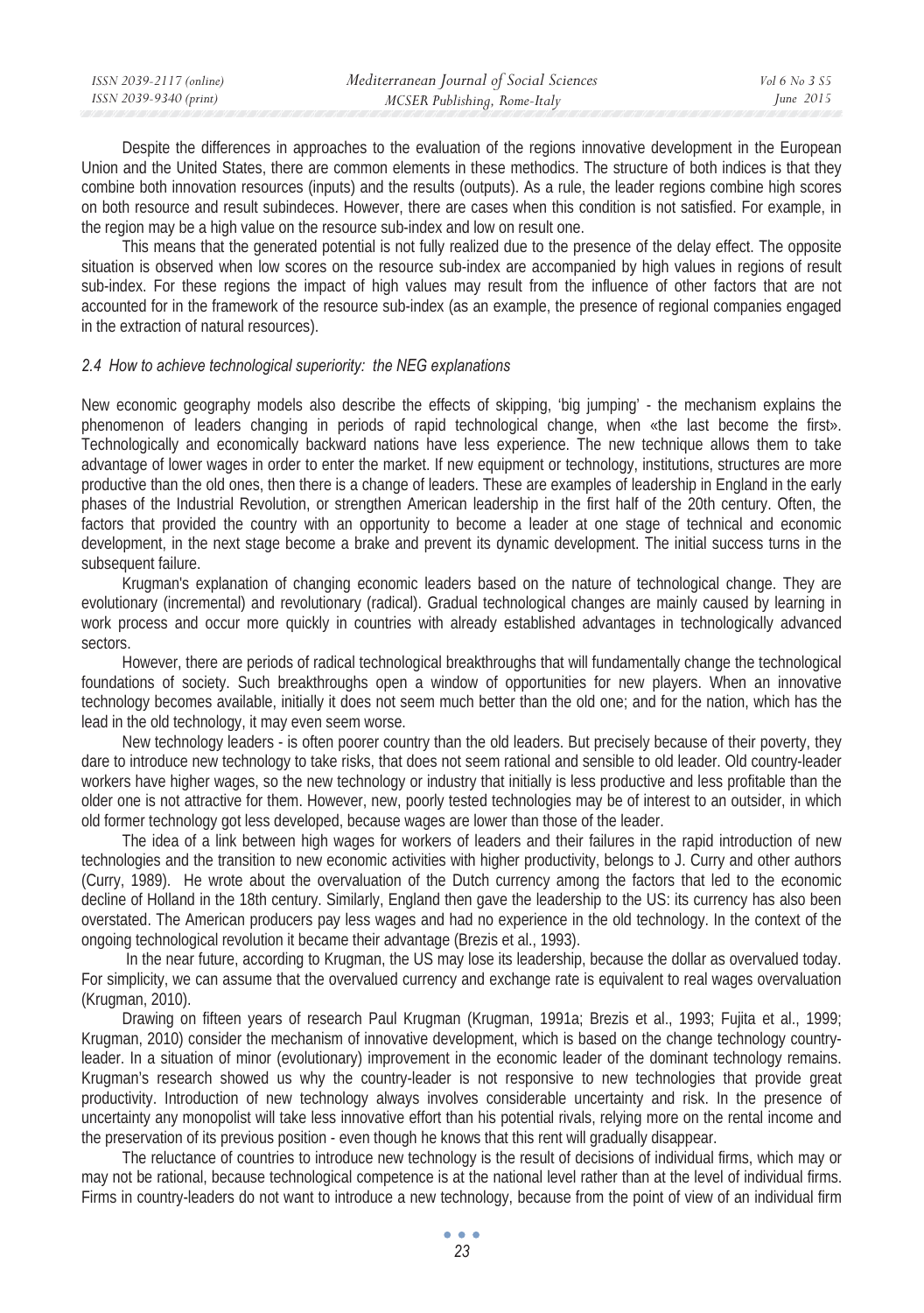Despite the differences in approaches to the evaluation of the regions innovative development in the European Union and the United States, there are common elements in these methodics. The structure of both indices is that they combine both innovation resources (inputs) and the results (outputs). As a rule, the leader regions combine high scores on both resource and result subindeces. However, there are cases when this condition is not satisfied. For example, in the region may be a high value on the resource sub-index and low on result one.

This means that the generated potential is not fully realized due to the presence of the delay effect. The opposite situation is observed when low scores on the resource sub-index are accompanied by high values in regions of result sub-index. For these regions the impact of high values may result from the influence of other factors that are not accounted for in the framework of the resource sub-index (as an example, the presence of regional companies engaged in the extraction of natural resources).

### *2.4 How to achieve technological superiority: the NEG explanations*

New economic geography models also describe the effects of skipping, 'big jumping' - the mechanism explains the phenomenon of leaders changing in periods of rapid technological change, when «the last become the first». Technologically and economically backward nations have less experience. The new technique allows them to take advantage of lower wages in order to enter the market. If new equipment or technology, institutions, structures are more productive than the old ones, then there is a change of leaders. These are examples of leadership in England in the early phases of the Industrial Revolution, or strengthen American leadership in the first half of the 20th century. Often, the factors that provided the country with an opportunity to become a leader at one stage of technical and economic development, in the next stage become a brake and prevent its dynamic development. The initial success turns in the subsequent failure.

Krugman's explanation of changing economic leaders based on the nature of technological change. They are evolutionary (incremental) and revolutionary (radical). Gradual technological changes are mainly caused by learning in work process and occur more quickly in countries with already established advantages in technologically advanced sectors.

However, there are periods of radical technological breakthroughs that will fundamentally change the technological foundations of society. Such breakthroughs open a window of opportunities for new players. When an innovative technology becomes available, initially it does not seem much better than the old one; and for the nation, which has the lead in the old technology, it may even seem worse.

New technology leaders - is often poorer country than the old leaders. But precisely because of their poverty, they dare to introduce new technology to take risks, that does not seem rational and sensible to old leader. Old country-leader workers have higher wages, so the new technology or industry that initially is less productive and less profitable than the older one is not attractive for them. However, new, poorly tested technologies may be of interest to an outsider, in which old former technology got less developed, because wages are lower than those of the leader.

The idea of a link between high wages for workers of leaders and their failures in the rapid introduction of new technologies and the transition to new economic activities with higher productivity, belongs to J. Curry and other authors (Curry, 1989). He wrote about the overvaluation of the Dutch currency among the factors that led to the economic decline of Holland in the 18th century. Similarly, England then gave the leadership to the US: its currency has also been overstated. The American producers pay less wages and had no experience in the old technology. In the context of the ongoing technological revolution it became their advantage (Brezis et al., 1993).

In the near future, according to Krugman, the US may lose its leadership, because the dollar as overvalued today. For simplicity, we can assume that the overvalued currency and exchange rate is equivalent to real wages overvaluation (Krugman, 2010).

Drawing on fifteen years of research Paul Krugman (Krugman, 1991a; Brezis et al., 1993; Fujita et al., 1999; Krugman, 2010) consider the mechanism of innovative development, which is based on the change technology country-leader. In a situation of minor (evolutionary) improvement in the economic leader of the dominant technology remains. Krugman's research showed us why the country-leader is not responsive to new technologies that provide great productivity. Introduction of new technology always involves considerable uncertainty and risk. In the presence of uncertainty any monopolist will take less innovative effort than his potential rivals, relying more on the rental income and the preservation of its previous position - even though he knows that this rent will gradually disappear.

The reluctance of countries to introduce new technology is the result of decisions of individual firms, which may or may not be rational, because technological competence is at the national level rather than at the level of individual firms. Firms in country-leaders do not want to introduce a new technology, because from the point of view of an individual firm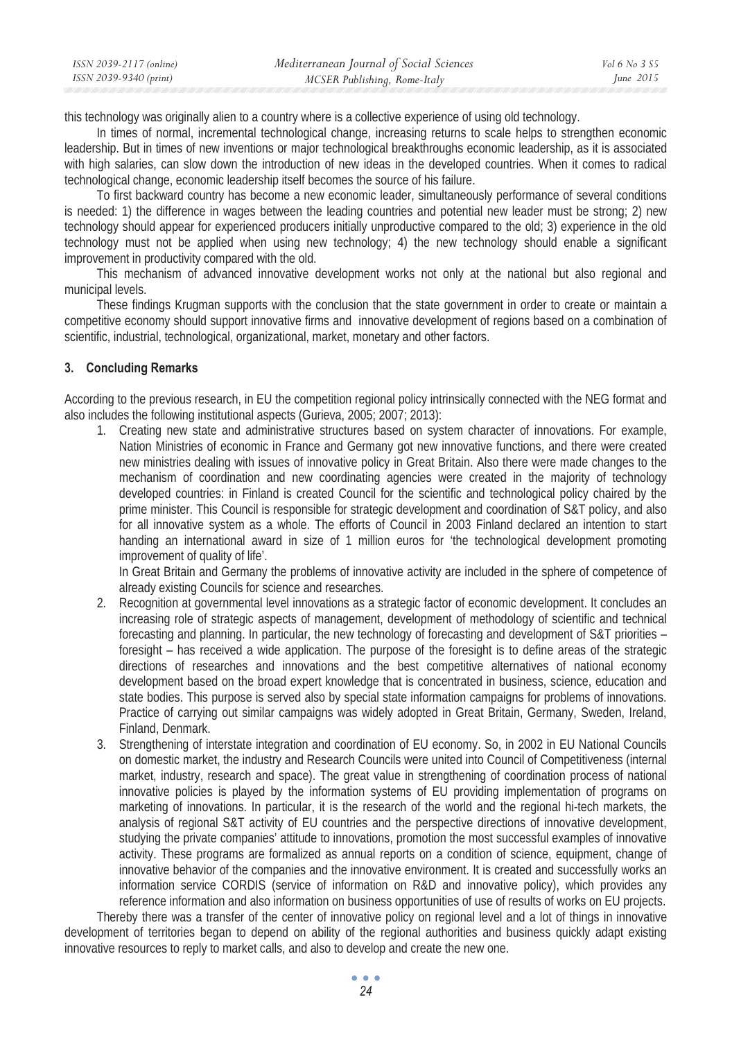this technology was originally alien to a country where is a collective experience of using old technology.

In times of normal, incremental technological change, increasing returns to scale helps to strengthen economic leadership. But in times of new inventions or major technological breakthroughs economic leadership, as it is associated with high salaries, can slow down the introduction of new ideas in the developed countries. When it comes to radical technological change, economic leadership itself becomes the source of his failure.

To first backward country has become a new economic leader, simultaneously performance of several conditions is needed: 1) the difference in wages between the leading countries and potential new leader must be strong; 2) new technology should appear for experienced producers initially unproductive compared to the old; 3) experience in the old technology must not be applied when using new technology; 4) the new technology should enable a significant improvement in productivity compared with the old.

This mechanism of advanced innovative development works not only at the national but also regional and municipal levels.

These findings Krugman supports with the conclusion that the state government in order to create or maintain a competitive economy should support innovative firms and innovative development of regions based on a combination of scientific, industrial, technological, organizational, market, monetary and other factors.

## 3. Concluding Remarks

According to the previous research, in EU the competition regional policy intrinsically connected with the NEG format and also includes the following institutional aspects (Gurieva, 2005; 2007; 2013):

1. Creating new state and administrative structures based on system character of innovations. For example, Nation Ministries of economic in France and Germany got new innovative functions, and there were created new ministries dealing with issues of innovative policy in Great Britain. Also there were made changes to the mechanism of coordination and new coordinating agencies were created in the majority of technology developed countries: in Finland is created Council for the scientific and technological policy chaired by the prime minister. This Council is responsible for strategic development and coordination of S&T policy, and also for all innovative system as a whole. The efforts of Council in 2003 Finland declared an intention to start handing an international award in size of 1 million euros for 'the technological development promoting improvement of quality of life'.

   In Great Britain and Germany the problems of innovative activity are included in the sphere of competence of already existing Councils for science and researches.
2. Recognition at governmental level innovations as a strategic factor of economic development. It concludes an increasing role of strategic aspects of management, development of methodology of scientific and technical forecasting and planning. In particular, the new technology of forecasting and development of S&T priorities – foresight – has received a wide application. The purpose of the foresight is to define areas of the strategic directions of researches and innovations and the best competitive alternatives of national economy development based on the broad expert knowledge that is concentrated in business, science, education and state bodies. This purpose is served also by special state information campaigns for problems of innovations. Practice of carrying out similar campaigns was widely adopted in Great Britain, Germany, Sweden, Ireland, Finland, Denmark.
3. Strengthening of interstate integration and coordination of EU economy. So, in 2002 in EU National Councils on domestic market, the industry and Research Councils were united into Council of Competitiveness (internal market, industry, research and space). The great value in strengthening of coordination process of national innovative policies is played by the information systems of EU providing implementation of programs on marketing of innovations. In particular, it is the research of the world and the regional hi-tech markets, the analysis of regional S&T activity of EU countries and the perspective directions of innovative development, studying the private companies' attitude to innovations, promotion the most successful examples of innovative activity. These programs are formalized as annual reports on a condition of science, equipment, change of innovative behavior of the companies and the innovative environment. It is created and successfully works an information service CORDIS (service of information on R&D and innovative policy), which provides any reference information and also information on business opportunities of use of results of works on EU projects.

Thereby there was a transfer of the center of innovative policy on regional level and a lot of things in innovative development of territories began to depend on ability of the regional authorities and business quickly adapt existing innovative resources to reply to market calls, and also to develop and create the new one.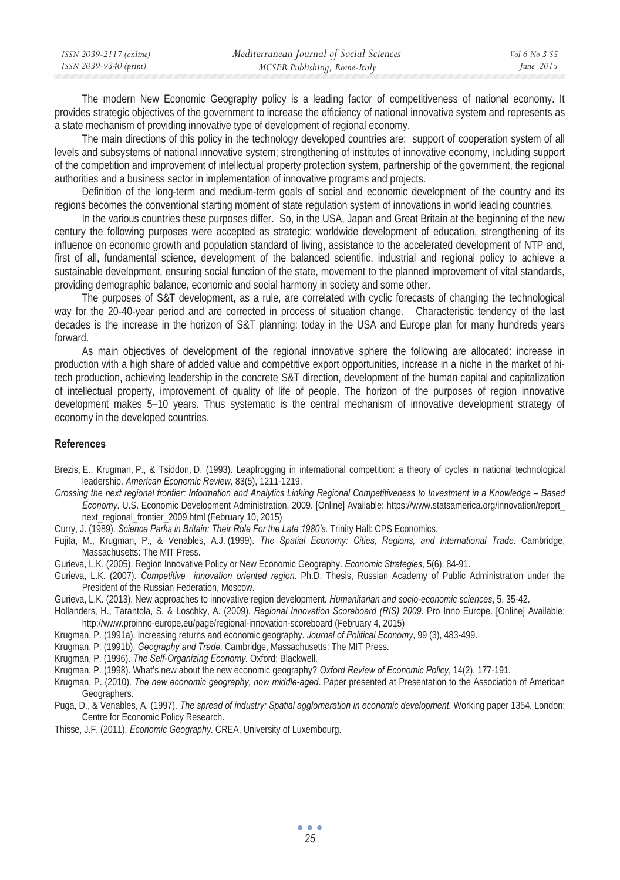The modern New Economic Geography policy is a leading factor of competitiveness of national economy. It provides strategic objectives of the government to increase the efficiency of national innovative system and represents as a state mechanism of providing innovative type of development of regional economy.

The main directions of this policy in the technology developed countries are: support of cooperation system of all levels and subsystems of national innovative system; strengthening of institutes of innovative economy, including support of the competition and improvement of intellectual property protection system, partnership of the government, the regional authorities and a business sector in implementation of innovative programs and projects.

Definition of the long-term and medium-term goals of social and economic development of the country and its regions becomes the conventional starting moment of state regulation system of innovations in world leading countries.

In the various countries these purposes differ. So, in the USA, Japan and Great Britain at the beginning of the new century the following purposes were accepted as strategic: worldwide development of education, strengthening of its influence on economic growth and population standard of living, assistance to the accelerated development of NTP and, first of all, fundamental science, development of the balanced scientific, industrial and regional policy to achieve a sustainable development, ensuring social function of the state, movement to the planned improvement of vital standards, providing demographic balance, economic and social harmony in society and some other.

The purposes of S&T development, as a rule, are correlated with cyclic forecasts of changing the technological way for the 20-40-year period and are corrected in process of situation change. Characteristic tendency of the last decades is the increase in the horizon of S&T planning: today in the USA and Europe plan for many hundreds years forward.

As main objectives of development of the regional innovative sphere the following are allocated: increase in production with a high share of added value and competitive export opportunities, increase in a niche in the market of hi-tech production, achieving leadership in the concrete S&T direction, development of the human capital and capitalization of intellectual property, improvement of quality of life of people. The horizon of the purposes of region innovative development makes 5–10 years. Thus systematic is the central mechanism of innovative development strategy of economy in the developed countries.

## References

Brezis, E., Krugman, P., & Tsiddon, D. (1993). Leapfrogging in international competition: a theory of cycles in national technological leadership. *American Economic Review,* 83(5), 1211-1219.

*Crossing the next regional frontier: Information and Analytics Linking Regional Competitiveness to Investment in a Knowledge – Based Economy.* U.S. Economic Development Administration, 2009. [Online] Available: https://www.statsamerica.org/innovation/report_next_regional_frontier_2009.html (February 10, 2015)

Curry, J. (1989). *Science Parks in Britain: Their Role For the Late 1980's.* Trinity Hall: CPS Economics.

Fujita, M., Krugman, P., & Venables, A.J. (1999). *The Spatial Economy: Cities, Regions, and International Trade.* Cambridge, Massachusetts: The MIT Press.

Gurieva, L.K. (2005). Region Innovative Policy or New Economic Geography. *Economic Strategies*, 5(6), 84-91.

Gurieva, L.K. (2007). *Competitive innovation oriented region*. Ph.D. Thesis, Russian Academy of Public Administration under the President of the Russian Federation, Moscow.

Gurieva, L.K. (2013). New approaches to innovative region development. *Humanitarian and socio-economic sciences*, 5, 35-42.

Hollanders, H., Tarantola, S. & Loschky, A. (2009). *Regional Innovation Scoreboard (RIS) 2009.* Pro Inno Europe. [Online] Available: http://www.proinno-europe.eu/page/regional-innovation-scoreboard (February 4, 2015)

Krugman, P. (1991a). Increasing returns and economic geography. *Journal of Political Economy*, 99 (3), 483-499.

Krugman, P. (1991b). *Geography and Trade.* Cambridge, Massachusetts: The MIT Press.

Krugman, P. (1996). *The Self-Organizing Economy.* Oxford: Blackwell.

Krugman, P. (1998). What's new about the new economic geography? *Oxford Review of Economic Policy*, 14(2), 177-191.

Krugman, P. (2010). *The new economic geography, now middle-aged*. Paper presented at Presentation to the Association of American Geographers.

Puga, D., & Venables, A. (1997). *The spread of industry: Spatial agglomeration in economic development.* Working paper 1354. London: Centre for Economic Policy Research.

Thisse, J.F. (2011). *Economic Geography.* CREA, University of Luxembourg.